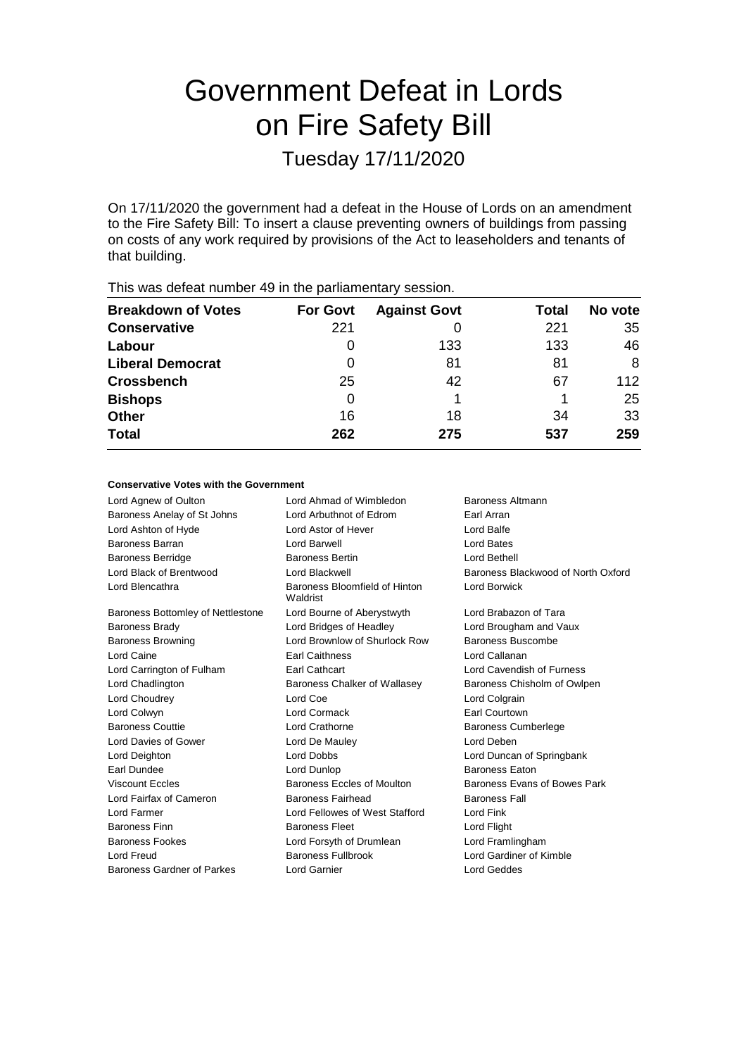# Government Defeat in Lords on Fire Safety Bill

Tuesday 17/11/2020

On 17/11/2020 the government had a defeat in the House of Lords on an amendment to the Fire Safety Bill: To insert a clause preventing owners of buildings from passing on costs of any work required by provisions of the Act to leaseholders and tenants of that building.

This was defeat number 49 in the parliamentary session.

| **Breakdown of Votes** | **For Govt** | **Against Govt** | **Total** | **No vote** |
|---|---|---|---|---|
| **Conservative** | 221 | 0 | 221 | 35 |
| **Labour** | 0 | 133 | 133 | 46 |
| **Liberal Democrat** | 0 | 81 | 81 | 8 |
| **Crossbench** | 25 | 42 | 67 | 112 |
| **Bishops** | 0 | 1 | 1 | 25 |
| **Other** | 16 | 18 | 34 | 33 |
| **Total** | **262** | **275** | **537** | **259** |

**Conservative Votes with the Government**

| | | |
|---|---|---|
| Lord Agnew of Oulton | Lord Ahmad of Wimbledon | Baroness Altmann |
| Baroness Anelay of St Johns | Lord Arbuthnot of Edrom | Earl Arran |
| Lord Ashton of Hyde | Lord Astor of Hever | Lord Balfe |
| Baroness Barran | Lord Barwell | Lord Bates |
| Baroness Berridge | Baroness Bertin | Lord Bethell |
| Lord Black of Brentwood | Lord Blackwell | Baroness Blackwood of North Oxford |
| Lord Blencathra | Baroness Bloomfield of Hinton Waldrist | Lord Borwick |
| Baroness Bottomley of Nettlestone | Lord Bourne of Aberystwyth | Lord Brabazon of Tara |
| Baroness Brady | Lord Bridges of Headley | Lord Brougham and Vaux |
| Baroness Browning | Lord Brownlow of Shurlock Row | Baroness Buscombe |
| Lord Caine | Earl Caithness | Lord Callanan |
| Lord Carrington of Fulham | Earl Cathcart | Lord Cavendish of Furness |
| Lord Chadlington | Baroness Chalker of Wallasey | Baroness Chisholm of Owlpen |
| Lord Choudrey | Lord Coe | Lord Colgrain |
| Lord Colwyn | Lord Cormack | Earl Courtown |
| Baroness Couttie | Lord Crathorne | Baroness Cumberlege |
| Lord Davies of Gower | Lord De Mauley | Lord Deben |
| Lord Deighton | Lord Dobbs | Lord Duncan of Springbank |
| Earl Dundee | Lord Dunlop | Baroness Eaton |
| Viscount Eccles | Baroness Eccles of Moulton | Baroness Evans of Bowes Park |
| Lord Fairfax of Cameron | Baroness Fairhead | Baroness Fall |
| Lord Farmer | Lord Fellowes of West Stafford | Lord Fink |
| Baroness Finn | Baroness Fleet | Lord Flight |
| Baroness Fookes | Lord Forsyth of Drumlean | Lord Framlingham |
| Lord Freud | Baroness Fullbrook | Lord Gardiner of Kimble |
| Baroness Gardner of Parkes | Lord Garnier | Lord Geddes |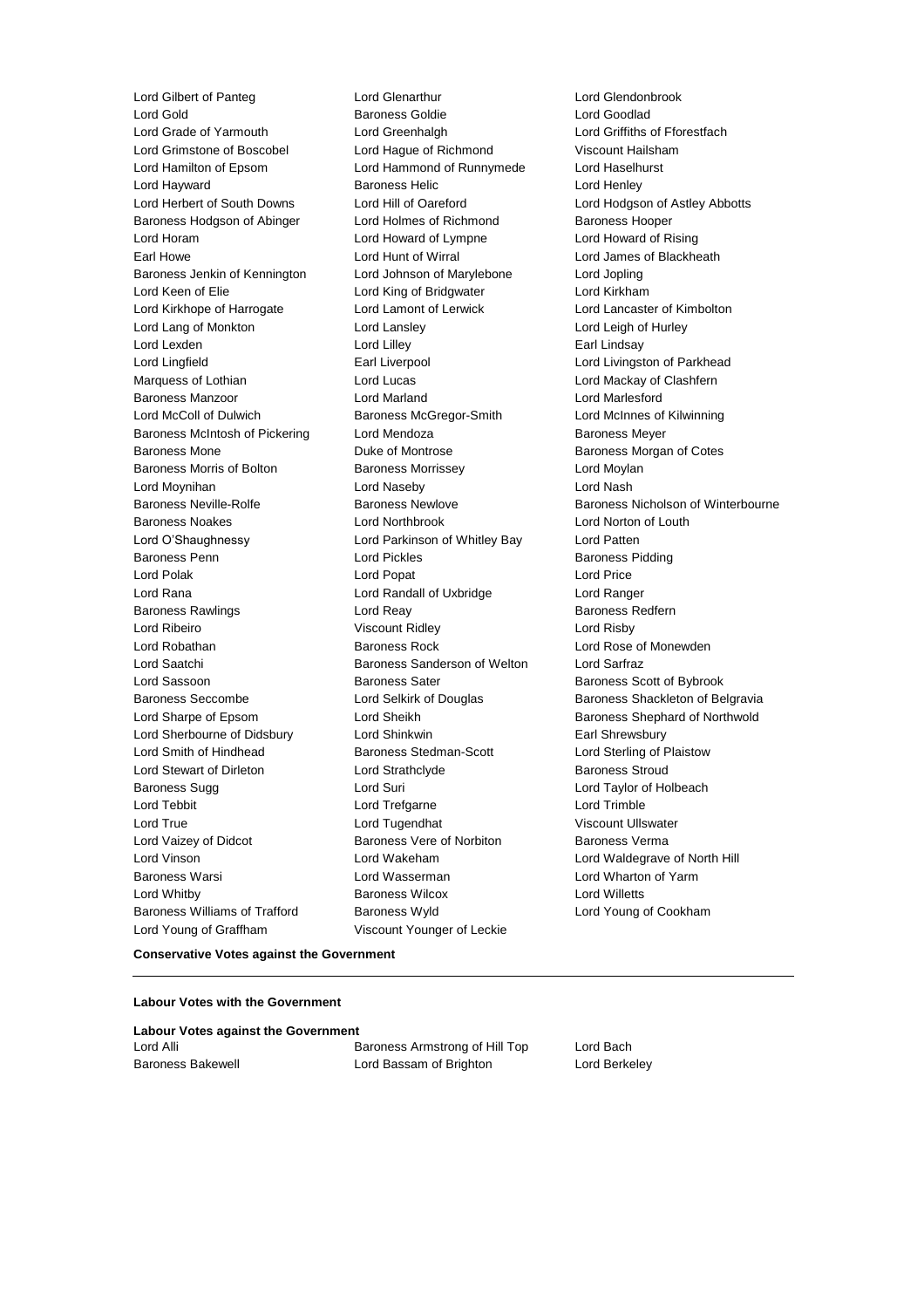Lord Gilbert of Panteg
Lord Glenarthur
Lord Glendonbrook
Lord Gold
Baroness Goldie
Lord Goodlad
Lord Grade of Yarmouth
Lord Greenhalgh
Lord Griffiths of Fforestfach
Lord Grimstone of Boscobel
Lord Hague of Richmond
Viscount Hailsham
Lord Hamilton of Epsom
Lord Hammond of Runnymede
Lord Haselhurst
Lord Hayward
Baroness Helic
Lord Henley
Lord Herbert of South Downs
Lord Hill of Oareford
Lord Hodgson of Astley Abbotts
Baroness Hodgson of Abinger
Lord Holmes of Richmond
Baroness Hooper
Lord Horam
Lord Howard of Lympne
Lord Howard of Rising
Earl Howe
Lord Hunt of Wirral
Lord James of Blackheath
Baroness Jenkin of Kennington
Lord Johnson of Marylebone
Lord Jopling
Lord Keen of Elie
Lord King of Bridgwater
Lord Kirkham
Lord Kirkhope of Harrogate
Lord Lamont of Lerwick
Lord Lancaster of Kimbolton
Lord Lang of Monkton
Lord Lansley
Lord Leigh of Hurley
Lord Lexden
Lord Lilley
Earl Lindsay
Lord Lingfield
Earl Liverpool
Lord Livingston of Parkhead
Marquess of Lothian
Lord Lucas
Lord Mackay of Clashfern
Baroness Manzoor
Lord Marland
Lord Marlesford
Lord McColl of Dulwich
Baroness McGregor-Smith
Lord McInnes of Kilwinning
Baroness McIntosh of Pickering
Lord Mendoza
Baroness Meyer
Baroness Mone
Duke of Montrose
Baroness Morgan of Cotes
Baroness Morris of Bolton
Baroness Morrissey
Lord Moylan
Lord Moynihan
Lord Naseby
Lord Nash
Baroness Neville-Rolfe
Baroness Newlove
Baroness Nicholson of Winterbourne
Baroness Noakes
Lord Northbrook
Lord Norton of Louth
Lord O'Shaughnessy
Lord Parkinson of Whitley Bay
Lord Patten
Baroness Penn
Lord Pickles
Baroness Pidding
Lord Polak
Lord Popat
Lord Price
Lord Rana
Lord Randall of Uxbridge
Lord Ranger
Baroness Rawlings
Lord Reay
Baroness Redfern
Lord Ribeiro
Viscount Ridley
Lord Risby
Lord Robathan
Baroness Rock
Lord Rose of Monewden
Lord Saatchi
Baroness Sanderson of Welton
Lord Sarfraz
Lord Sassoon
Baroness Sater
Baroness Scott of Bybrook
Baroness Seccombe
Lord Selkirk of Douglas
Baroness Shackleton of Belgravia
Lord Sharpe of Epsom
Lord Sheikh
Baroness Shephard of Northwold
Lord Sherbourne of Didsbury
Lord Shinkwin
Earl Shrewsbury
Lord Smith of Hindhead
Baroness Stedman-Scott
Lord Sterling of Plaistow
Lord Stewart of Dirleton
Lord Strathclyde
Baroness Stroud
Baroness Sugg
Lord Suri
Lord Taylor of Holbeach
Lord Tebbit
Lord Trefgarne
Lord Trimble
Lord True
Lord Tugendhat
Viscount Ullswater
Lord Vaizey of Didcot
Baroness Vere of Norbiton
Baroness Verma
Lord Vinson
Lord Wakeham
Lord Waldegrave of North Hill
Baroness Warsi
Lord Wasserman
Lord Wharton of Yarm
Lord Whitby
Baroness Wilcox
Lord Willetts
Baroness Williams of Trafford
Baroness Wyld
Lord Young of Cookham
Lord Young of Graffham
Viscount Younger of Leckie

**Conservative Votes against the Government**

---

**Labour Votes with the Government**

**Labour Votes against the Government**

Lord Alli
Baroness Armstrong of Hill Top
Lord Bach
Baroness Bakewell
Lord Bassam of Brighton
Lord Berkeley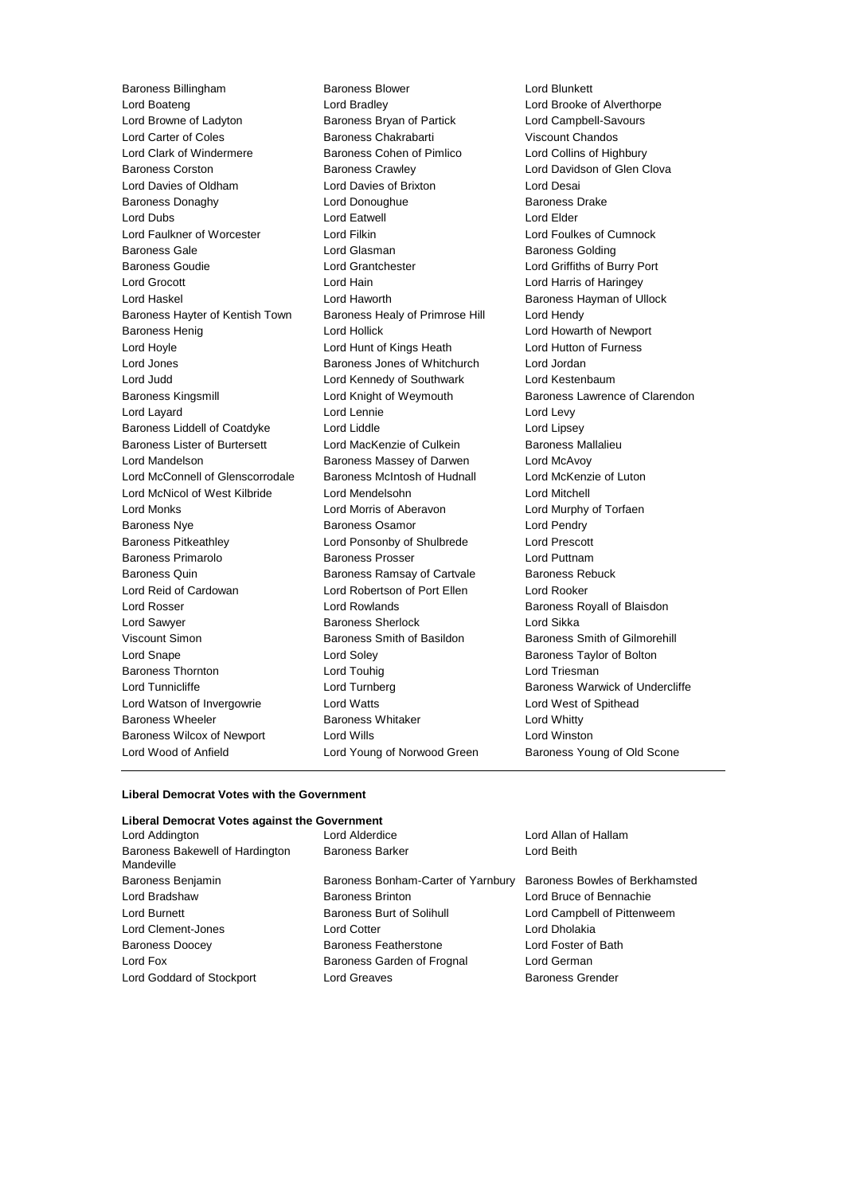Baroness Billingham
Baroness Blower
Lord Blunkett
Lord Boateng
Lord Bradley
Lord Brooke of Alverthorpe
Lord Browne of Ladyton
Baroness Bryan of Partick
Lord Campbell-Savours
Lord Carter of Coles
Baroness Chakrabarti
Viscount Chandos
Lord Clark of Windermere
Baroness Cohen of Pimlico
Lord Collins of Highbury
Baroness Corston
Baroness Crawley
Lord Davidson of Glen Clova
Lord Davies of Oldham
Lord Davies of Brixton
Lord Desai
Baroness Donaghy
Lord Donoughue
Baroness Drake
Lord Dubs
Lord Eatwell
Lord Elder
Lord Faulkner of Worcester
Lord Filkin
Lord Foulkes of Cumnock
Baroness Gale
Lord Glasman
Baroness Golding
Baroness Goudie
Lord Grantchester
Lord Griffiths of Burry Port
Lord Grocott
Lord Hain
Lord Harris of Haringey
Lord Haskel
Lord Haworth
Baroness Hayman of Ullock
Baroness Hayter of Kentish Town
Baroness Healy of Primrose Hill
Lord Hendy
Baroness Henig
Lord Hollick
Lord Howarth of Newport
Lord Hoyle
Lord Hunt of Kings Heath
Lord Hutton of Furness
Lord Jones
Baroness Jones of Whitchurch
Lord Jordan
Lord Judd
Lord Kennedy of Southwark
Lord Kestenbaum
Baroness Kingsmill
Lord Knight of Weymouth
Baroness Lawrence of Clarendon
Lord Layard
Lord Lennie
Lord Levy
Baroness Liddell of Coatdyke
Lord Liddle
Lord Lipsey
Baroness Lister of Burtersett
Lord MacKenzie of Culkein
Baroness Mallalieu
Lord Mandelson
Baroness Massey of Darwen
Lord McAvoy
Lord McConnell of Glenscorrodale
Baroness McIntosh of Hudnall
Lord McKenzie of Luton
Lord McNicol of West Kilbride
Lord Mendelsohn
Lord Mitchell
Lord Monks
Lord Morris of Aberavon
Lord Murphy of Torfaen
Baroness Nye
Baroness Osamor
Lord Pendry
Baroness Pitkeathley
Lord Ponsonby of Shulbrede
Lord Prescott
Baroness Primarolo
Baroness Prosser
Lord Puttnam
Baroness Quin
Baroness Ramsay of Cartvale
Baroness Rebuck
Lord Reid of Cardowan
Lord Robertson of Port Ellen
Lord Rooker
Lord Rosser
Lord Rowlands
Baroness Royall of Blaisdon
Lord Sawyer
Baroness Sherlock
Lord Sikka
Viscount Simon
Baroness Smith of Basildon
Baroness Smith of Gilmorehill
Lord Snape
Lord Soley
Baroness Taylor of Bolton
Baroness Thornton
Lord Touhig
Lord Triesman
Lord Tunnicliffe
Lord Turnberg
Baroness Warwick of Undercliffe
Lord Watson of Invergowrie
Lord Watts
Lord West of Spithead
Baroness Wheeler
Baroness Whitaker
Lord Whitty
Baroness Wilcox of Newport
Lord Wills
Lord Winston
Lord Wood of Anfield
Lord Young of Norwood Green
Baroness Young of Old Scone

---

**Liberal Democrat Votes with the Government**

**Liberal Democrat Votes against the Government**

Lord Addington
Lord Alderdice
Lord Allan of Hallam
Baroness Bakewell of Hardington Mandeville
Baroness Barker
Lord Beith
Baroness Benjamin
Baroness Bonham-Carter of Yarnbury
Baroness Bowles of Berkhamsted
Lord Bradshaw
Baroness Brinton
Lord Bruce of Bennachie
Lord Burnett
Baroness Burt of Solihull
Lord Campbell of Pittenweem
Lord Clement-Jones
Lord Cotter
Lord Dholakia
Baroness Doocey
Baroness Featherstone
Lord Foster of Bath
Lord Fox
Baroness Garden of Frognal
Lord German
Lord Goddard of Stockport
Lord Greaves
Baroness Grender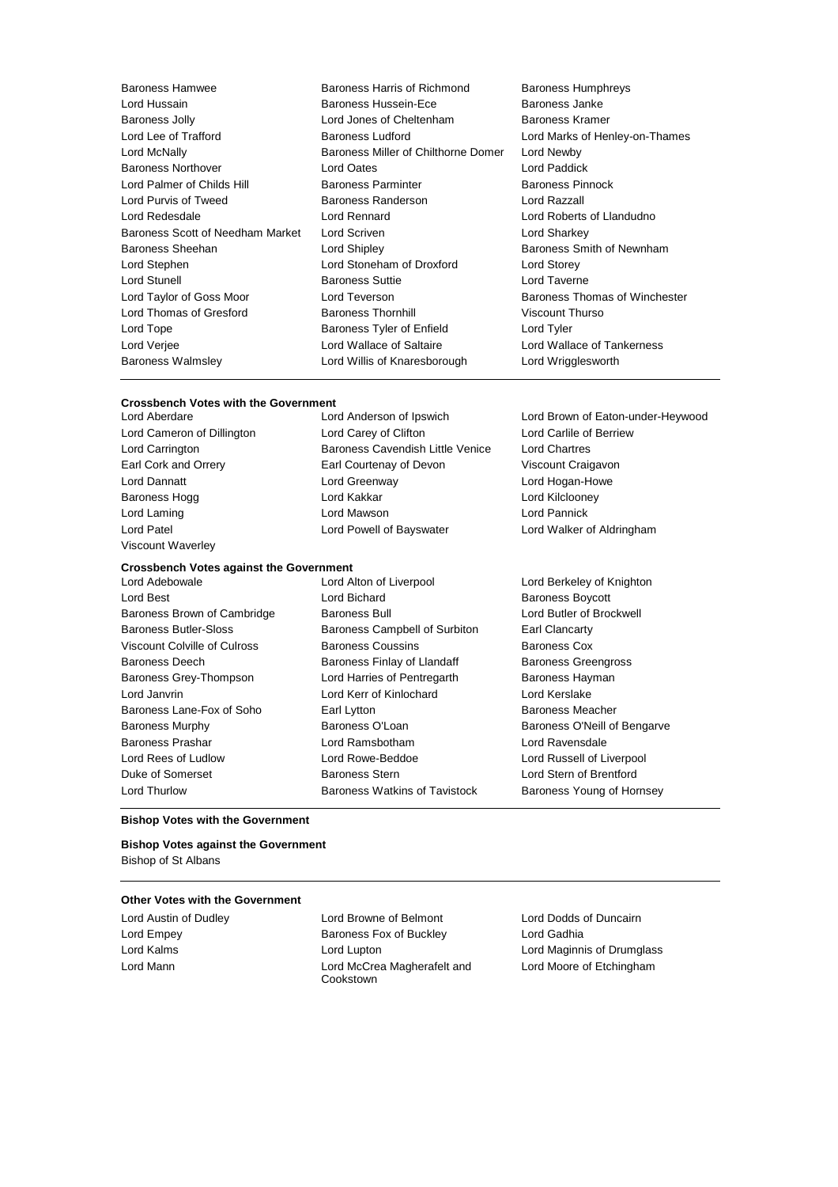Baroness Hamwee
Baroness Harris of Richmond
Baroness Humphreys
Lord Hussain
Baroness Hussein-Ece
Baroness Janke
Baroness Jolly
Lord Jones of Cheltenham
Baroness Kramer
Lord Lee of Trafford
Baroness Ludford
Lord Marks of Henley-on-Thames
Lord McNally
Baroness Miller of Chilthorne Domer
Lord Newby
Baroness Northover
Lord Oates
Lord Paddick
Lord Palmer of Childs Hill
Baroness Parminter
Baroness Pinnock
Lord Purvis of Tweed
Baroness Randerson
Lord Razzall
Lord Redesdale
Lord Rennard
Lord Roberts of Llandudno
Baroness Scott of Needham Market
Lord Scriven
Lord Sharkey
Baroness Sheehan
Lord Shipley
Baroness Smith of Newnham
Lord Stephen
Lord Stoneham of Droxford
Lord Storey
Lord Stunell
Baroness Suttie
Lord Taverne
Lord Taylor of Goss Moor
Lord Teverson
Baroness Thomas of Winchester
Lord Thomas of Gresford
Baroness Thornhill
Viscount Thurso
Lord Tope
Baroness Tyler of Enfield
Lord Tyler
Lord Verjee
Lord Wallace of Saltaire
Lord Wallace of Tankerness
Baroness Walmsley
Lord Willis of Knaresborough
Lord Wrigglesworth

**Crossbench Votes with the Government**

Lord Aberdare
Lord Anderson of Ipswich
Lord Brown of Eaton-under-Heywood
Lord Cameron of Dillington
Lord Carey of Clifton
Lord Carlile of Berriew
Lord Carrington
Baroness Cavendish Little Venice
Lord Chartres
Earl Cork and Orrery
Earl Courtenay of Devon
Viscount Craigavon
Lord Dannatt
Lord Greenway
Lord Hogan-Howe
Baroness Hogg
Lord Kakkar
Lord Kilclooney
Lord Laming
Lord Mawson
Lord Pannick
Lord Patel
Lord Powell of Bayswater
Lord Walker of Aldringham
Viscount Waverley

**Crossbench Votes against the Government**

Lord Adebowale
Lord Alton of Liverpool
Lord Berkeley of Knighton
Lord Best
Lord Bichard
Baroness Boycott
Baroness Brown of Cambridge
Baroness Bull
Lord Butler of Brockwell
Baroness Butler-Sloss
Baroness Campbell of Surbiton
Earl Clancarty
Viscount Colville of Culross
Baroness Coussins
Baroness Cox
Baroness Deech
Baroness Finlay of Llandaff
Baroness Greengross
Baroness Grey-Thompson
Lord Harries of Pentregarth
Baroness Hayman
Lord Janvrin
Lord Kerr of Kinlochard
Lord Kerslake
Baroness Lane-Fox of Soho
Earl Lytton
Baroness Meacher
Baroness Murphy
Baroness O'Loan
Baroness O'Neill of Bengarve
Baroness Prashar
Lord Ramsbotham
Lord Ravensdale
Lord Rees of Ludlow
Lord Rowe-Beddoe
Lord Russell of Liverpool
Duke of Somerset
Baroness Stern
Lord Stern of Brentford
Lord Thurlow
Baroness Watkins of Tavistock
Baroness Young of Hornsey

**Bishop Votes with the Government**

**Bishop Votes against the Government**

Bishop of St Albans

**Other Votes with the Government**

Lord Austin of Dudley
Lord Browne of Belmont
Lord Dodds of Duncairn
Lord Empey
Baroness Fox of Buckley
Lord Gadhia
Lord Kalms
Lord Lupton
Lord Maginnis of Drumglass
Lord Mann
Lord McCrea Magherafelt and Cookstown
Lord Moore of Etchingham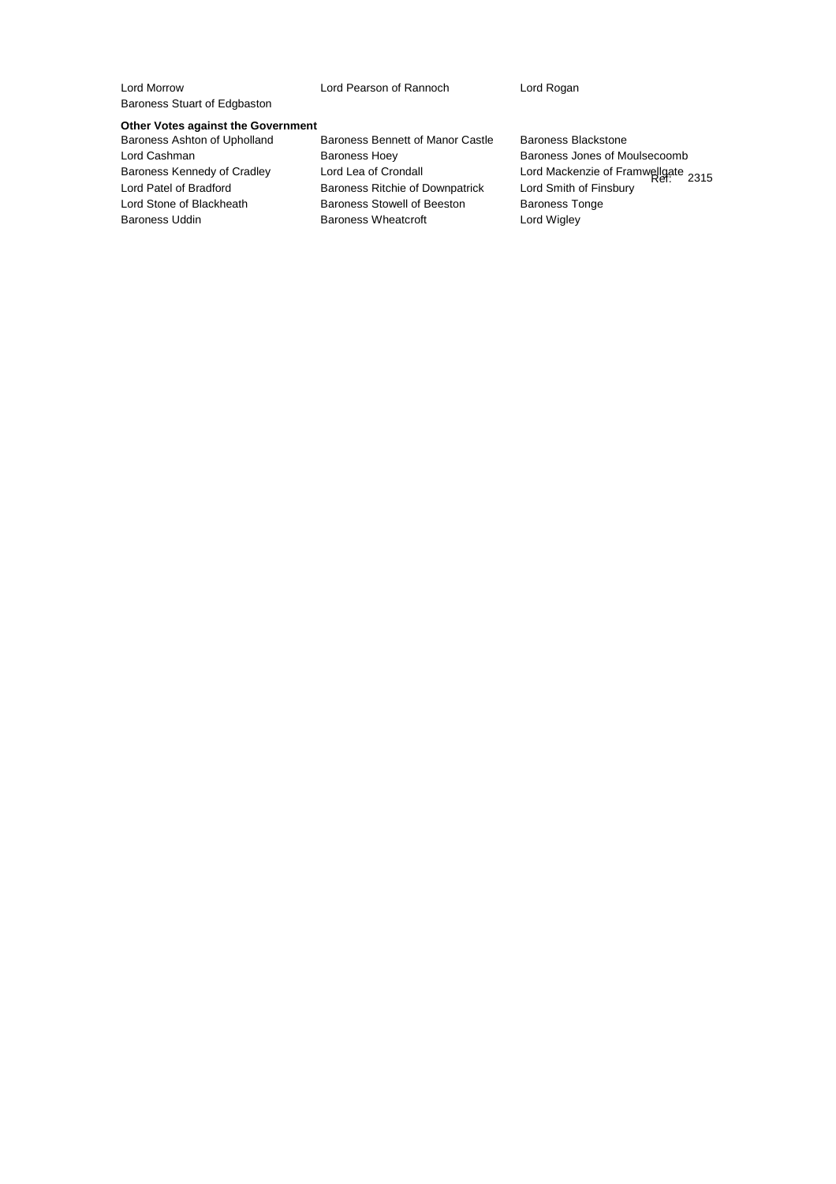Lord Morrow
Lord Pearson of Rannoch
Lord Rogan
Baroness Stuart of Edgbaston

**Other Votes against the Government**

Baroness Ashton of Upholland
Baroness Bennett of Manor Castle
Baroness Blackstone
Lord Cashman
Baroness Hoey
Baroness Jones of Moulsecoomb
Baroness Kennedy of Cradley
Lord Lea of Crondall
Lord Mackenzie of Framwellgate
Lord Patel of Bradford
Baroness Ritchie of Downpatrick
Lord Smith of Finsbury
Lord Stone of Blackheath
Baroness Stowell of Beeston
Baroness Tonge
Baroness Uddin
Baroness Wheatcroft
Lord Wigley

Ref: 2315